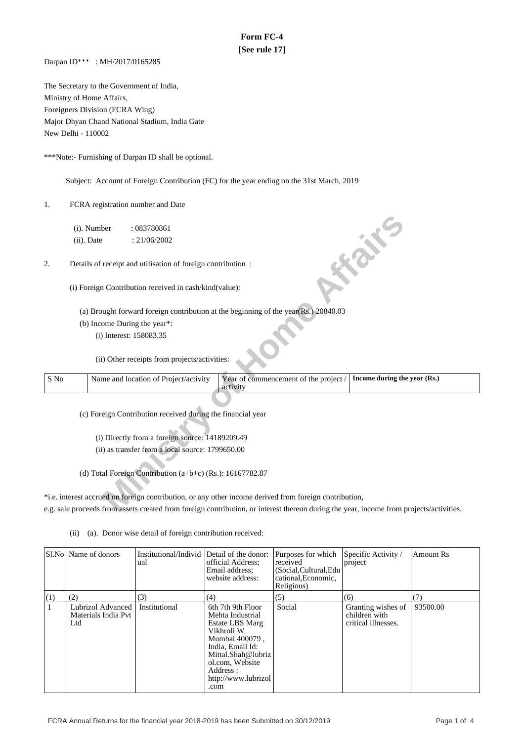# Form FC-4
**[See rule 17]**

Darpan ID*** : MH/2017/0165285

The Secretary to the Government of India,
Ministry of Home Affairs,
Foreigners Division (FCRA Wing)
Major Dhyan Chand National Stadium, India Gate
New Delhi - 110002

***Note:- Furnishing of Darpan ID shall be optional.

Subject: Account of Foreign Contribution (FC) for the year ending on the 31st March, 2019

1. FCRA registration number and Date

   (i). Number : 083780861
   (ii). Date : 21/06/2002

2. Details of receipt and utilisation of foreign contribution :

   (i) Foreign Contribution received in cash/kind(value):

   (a) Brought forward foreign contribution at the beginning of the year(Rs.) 20840.03

   (b) Income During the year*:

   (i) Interest: 158083.35

   (ii) Other receipts from projects/activities:

| S No | Name and location of Project/activity | Year of commencement of the project / activity | **Income during the year (Rs.)** |
|---|---|---|---|

   (c) Foreign Contribution received during the financial year

   (i) Directly from a foreign source: 14189209.49
   (ii) as transfer from a local source: 1799650.00

   (d) Total Foreign Contribution (a+b+c) (Rs.): 16167782.87

*i.e. interest accrued on foreign contribution, or any other income derived from foreign contribution, e.g. sale proceeds from assets created from foreign contribution, or interest thereon during the year, income from projects/activities.

(ii) (a). Donor wise detail of foreign contribution received:

| Sl.No | Name of donors | Institutional/Individual | Detail of the donor: official Address; Email address; website address: | Purposes for which received (Social,Cultural,Educational,Economic, Religious) | Specific Activity / project | Amount Rs |
|---|---|---|---|---|---|---|
| (1) | (2) | (3) | (4) | (5) | (6) | (7) |
| 1 | Lubrizol Advanced Materials India Pvt Ltd | Institutional | 6th 7th 9th Floor Mehta Industrial Estate LBS Marg Vikhroli W Mumbai 400079 , India, Email Id: Mittal.Shah@lubrizol.com, Website Address : http://www.lubrizol.com | Social | Granting wishes of children with critical illnesses. | 93500.00 |

FCRA Annual Returns for the financial year 2018-2019 has been Submitted on 30/12/2019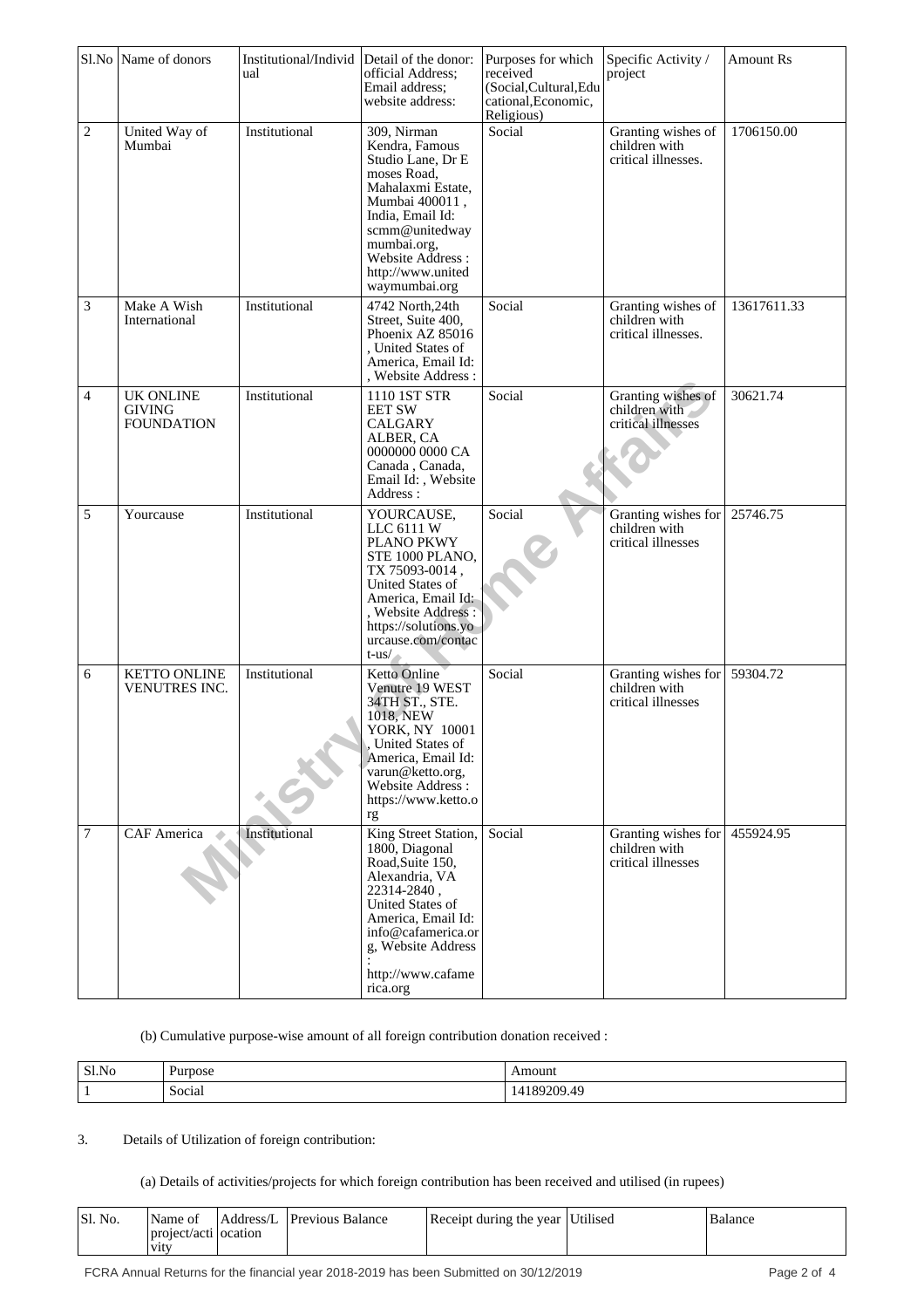| Sl.No | Name of donors | Institutional/Individual | Detail of the donor: official Address; Email address; website address: | Purposes for which received (Social,Cultural,Educational,Economic, Religious) | Specific Activity / project | Amount Rs |
|---|---|---|---|---|---|---|
| 2 | United Way of Mumbai | Institutional | 309, Nirman Kendra, Famous Studio Lane, Dr E moses Road, Mahalaxmi Estate, Mumbai 400011 , India, Email Id: scmm@unitedwaymumbai.org, Website Address : http://www.unitedwaymumbai.org | Social | Granting wishes of children with critical illnesses. | 1706150.00 |
| 3 | Make A Wish International | Institutional | 4742 North,24th Street, Suite 400, Phoenix AZ 85016 , United States of America, Email Id: , Website Address : | Social | Granting wishes of children with critical illnesses. | 13617611.33 |
| 4 | UK ONLINE GIVING FOUNDATION | Institutional | 1110 1ST STREET SW CALGARY ALBER, CA 0000000 0000 CA Canada , Canada, Email Id: , Website Address : | Social | Granting wishes of children with critical illnesses | 30621.74 |
| 5 | Yourcause | Institutional | YOURCAUSE, LLC 6111 W PLANO PKWY STE 1000 PLANO, TX 75093-0014 , United States of America, Email Id: , Website Address : https://solutions.yourcause.com/contact-us/ | Social | Granting wishes for children with critical illnesses | 25746.75 |
| 6 | KETTO ONLINE VENUTRES INC. | Institutional | Ketto Online Venutre 19 WEST 34TH ST., STE. 1018, NEW YORK, NY 10001 , United States of America, Email Id: varun@ketto.org, Website Address : https://www.ketto.org | Social | Granting wishes for children with critical illnesses | 59304.72 |
| 7 | CAF America | Institutional | King Street Station, 1800, Diagonal Road,Suite 150, Alexandria, VA 22314-2840 , United States of America, Email Id: info@cafamerica.org, Website Address : http://www.cafamerica.org | Social | Granting wishes for children with critical illnesses | 455924.95 |

(b) Cumulative purpose-wise amount of all foreign contribution donation received :

| Sl.No | Purpose | Amount |
|---|---|---|
| 1 | Social | 14189209.49 |

3. Details of Utilization of foreign contribution:

(a) Details of activities/projects for which foreign contribution has been received and utilised (in rupees)

| Sl. No. | Name of project/activity | Address/Location | Previous Balance | Receipt during the year | Utilised | Balance |
|---|---|---|---|---|---|---|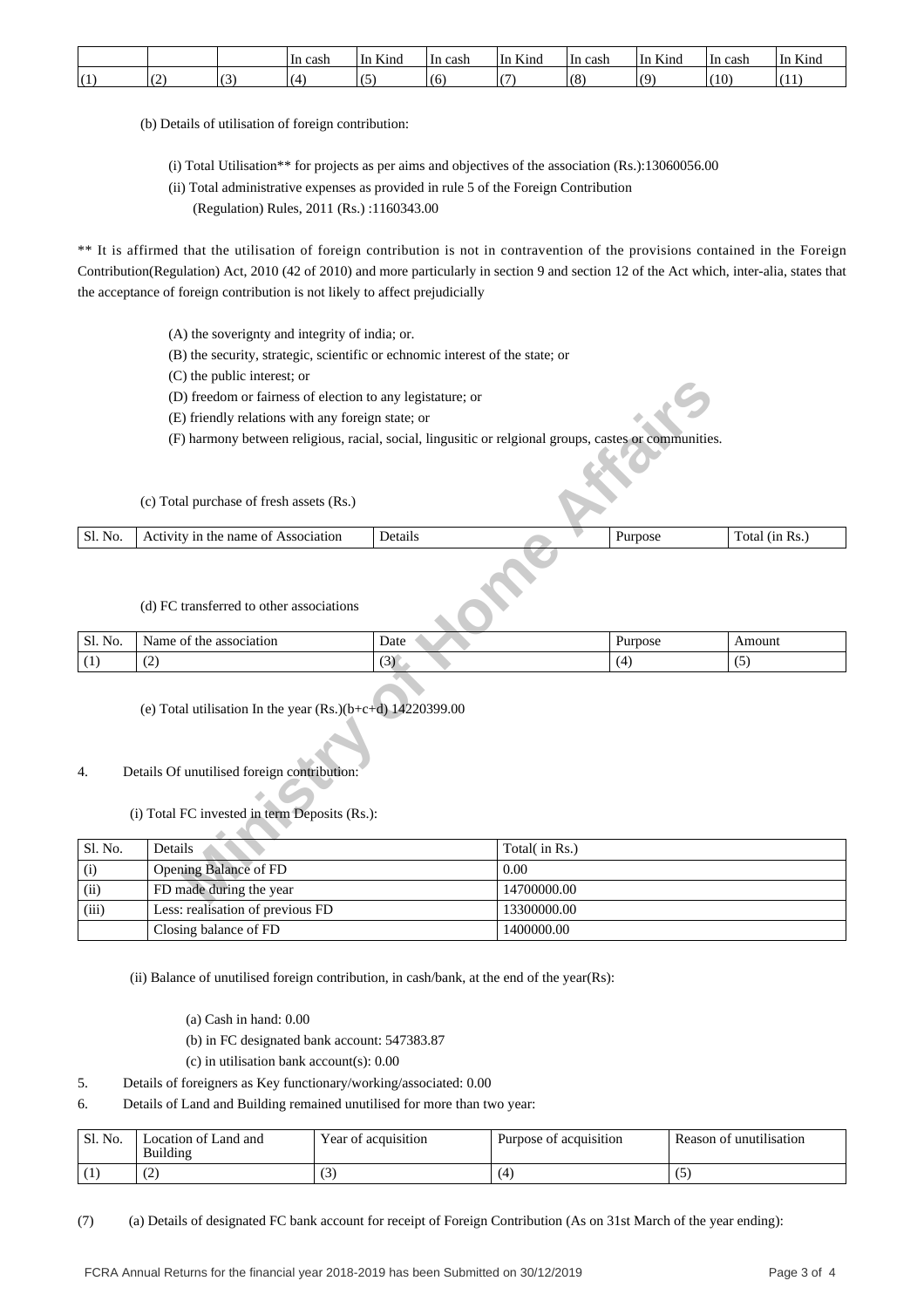|  |  |  | In cash | In Kind | In cash | In Kind | In cash | In Kind | In cash | In Kind |
|---|---|---|---|---|---|---|---|---|---|---|
| (1) | (2) | (3) | (4) | (5) | (6) | (7) | (8) | (9) | (10) | (11) |

(b) Details of utilisation of foreign contribution:

(i) Total Utilisation** for projects as per aims and objectives of the association (Rs.):13060056.00

(ii) Total administrative expenses as provided in rule 5 of the Foreign Contribution (Regulation) Rules, 2011 (Rs.) :1160343.00

** It is affirmed that the utilisation of foreign contribution is not in contravention of the provisions contained in the Foreign Contribution(Regulation) Act, 2010 (42 of 2010) and more particularly in section 9 and section 12 of the Act which, inter-alia, states that the acceptance of foreign contribution is not likely to affect prejudicially

(A) the soverignty and integrity of india; or.

(B) the security, strategic, scientific or echnomic interest of the state; or

(C) the public interest; or

(D) freedom or fairness of election to any legistature; or

(E) friendly relations with any foreign state; or

(F) harmony between religious, racial, social, lingusitic or relgional groups, castes or communities.

(c) Total purchase of fresh assets (Rs.)

| Sl. No. | Activity in the name of Association | Details | Purpose | Total (in Rs.) |
|---|---|---|---|---|

(d) FC transferred to other associations

| Sl. No. | Name of the association | Date | Purpose | Amount |
|---|---|---|---|---|
| (1) | (2) | (3) | (4) | (5) |

(e) Total utilisation In the year (Rs.)(b+c+d) 14220399.00

4. Details Of unutilised foreign contribution:

(i) Total FC invested in term Deposits (Rs.):

| Sl. No. | Details | Total( in Rs.) |
|---|---|---|
| (i) | Opening Balance of FD | 0.00 |
| (ii) | FD made during the year | 14700000.00 |
| (iii) | Less: realisation of previous FD | 13300000.00 |
|  | Closing balance of FD | 1400000.00 |

(ii) Balance of unutilised foreign contribution, in cash/bank, at the end of the year(Rs):

(a) Cash in hand: 0.00

(b) in FC designated bank account: 547383.87

(c) in utilisation bank account(s): 0.00

5. Details of foreigners as Key functionary/working/associated: 0.00

6. Details of Land and Building remained unutilised for more than two year:

| Sl. No. | Location of Land and Building | Year of acquisition | Purpose of acquisition | Reason of unutilisation |
|---|---|---|---|---|
| (1) | (2) | (3) | (4) | (5) |

(7) (a) Details of designated FC bank account for receipt of Foreign Contribution (As on 31st March of the year ending):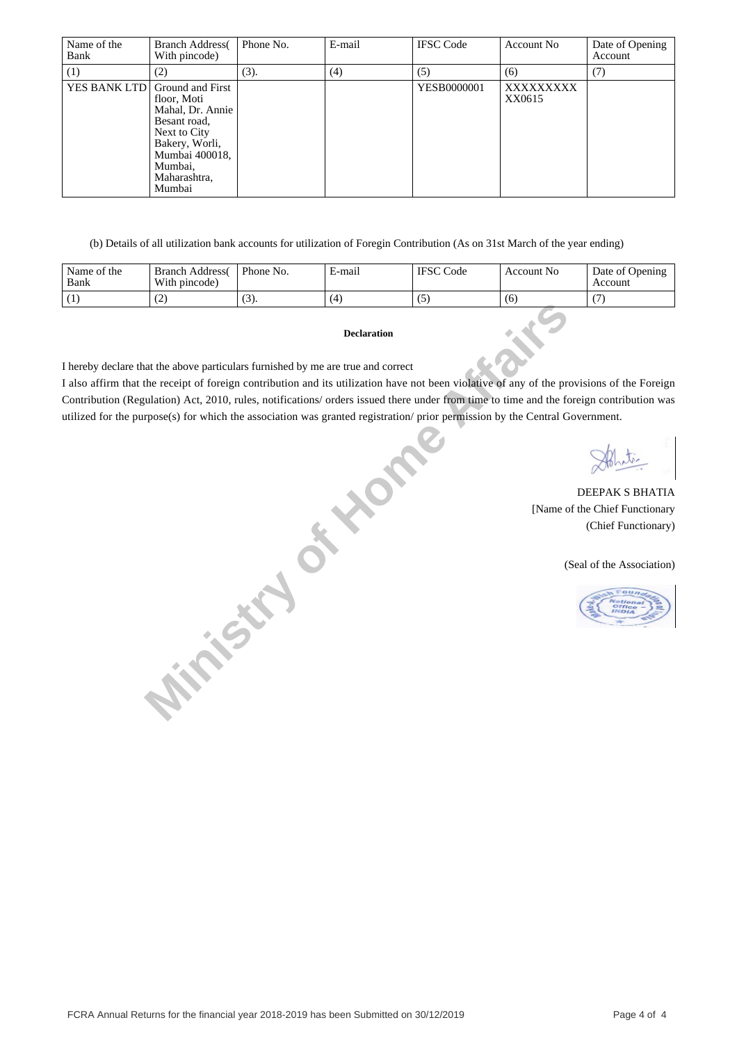| Name of the Bank | Branch Address( With pincode) | Phone No. | E-mail | IFSC Code | Account No | Date of Opening Account |
|---|---|---|---|---|---|---|
| (1) | (2) | (3). | (4) | (5) | (6) | (7) |
| YES BANK LTD | Ground and First floor, Moti Mahal, Dr. Annie Besant road, Next to City Bakery, Worli, Mumbai 400018, Mumbai, Maharashtra, Mumbai | | | YESB0000001 | XXXXXXXXXX0615 | |

(b) Details of all utilization bank accounts for utilization of Foregin Contribution (As on 31st March of the year ending)

| Name of the Bank | Branch Address( With pincode) | Phone No. | E-mail | IFSC Code | Account No | Date of Opening Account |
|---|---|---|---|---|---|---|
| (1) | (2) | (3). | (4) | (5) | (6) | (7) |

**Declaration**

I hereby declare that the above particulars furnished by me are true and correct

I also affirm that the receipt of foreign contribution and its utilization have not been violative of any of the provisions of the Foreign Contribution (Regulation) Act, 2010, rules, notifications/ orders issued there under from time to time and the foreign contribution was utilized for the purpose(s) for which the association was granted registration/ prior permission by the Central Government.

DEEPAK S BHATIA
[Name of the Chief Functionary
(Chief Functionary)

(Seal of the Association)

FCRA Annual Returns for the financial year 2018-2019 has been Submitted on 30/12/2019